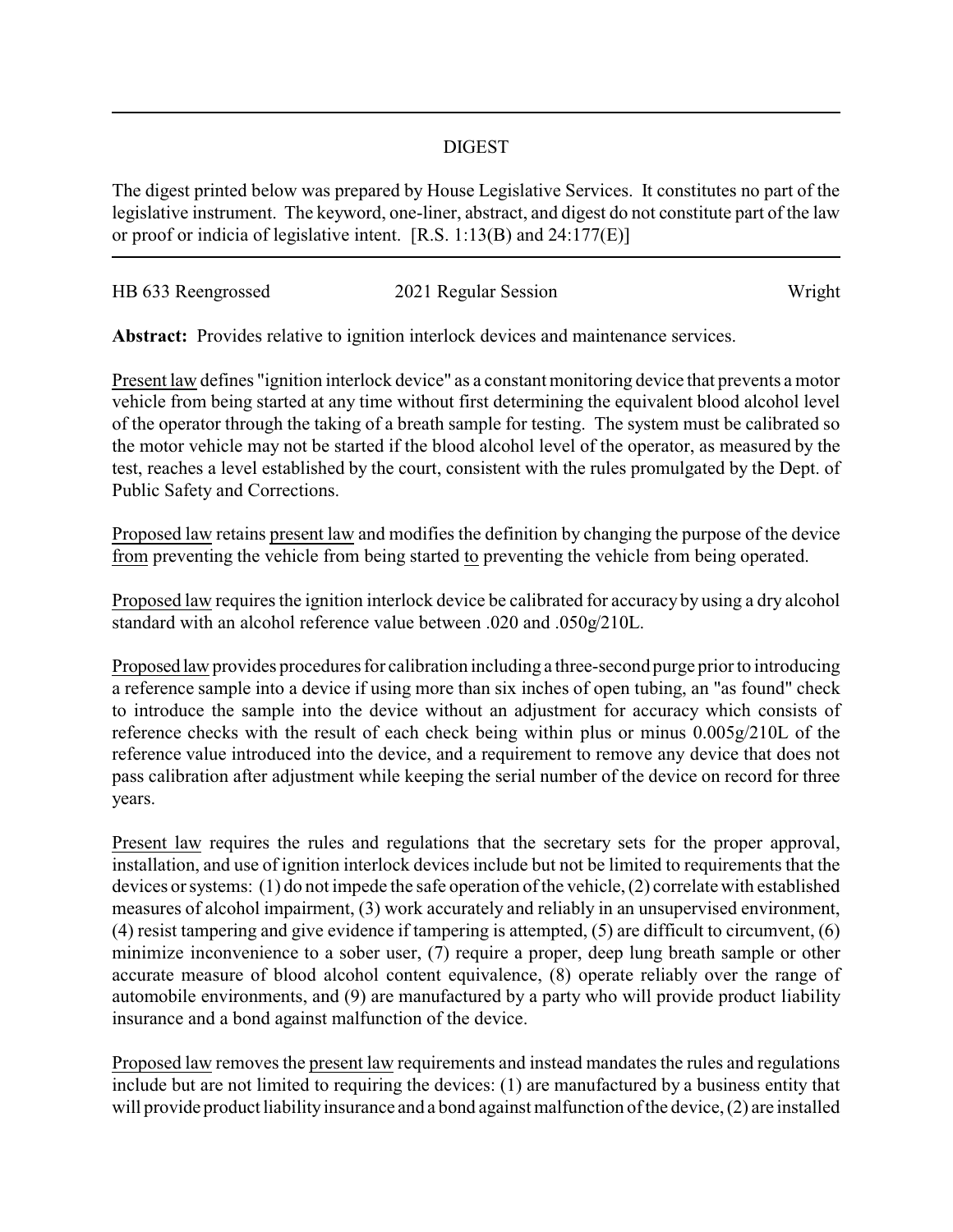## DIGEST

The digest printed below was prepared by House Legislative Services. It constitutes no part of the legislative instrument. The keyword, one-liner, abstract, and digest do not constitute part of the law or proof or indicia of legislative intent. [R.S. 1:13(B) and 24:177(E)]

| HB 633 Reengrossed | 2021 Regular Session | Wright |
|---|---|---|

**Abstract:** Provides relative to ignition interlock devices and maintenance services.

Present law defines "ignition interlock device" as a constant monitoring device that prevents a motor vehicle from being started at any time without first determining the equivalent blood alcohol level of the operator through the taking of a breath sample for testing. The system must be calibrated so the motor vehicle may not be started if the blood alcohol level of the operator, as measured by the test, reaches a level established by the court, consistent with the rules promulgated by the Dept. of Public Safety and Corrections.

Proposed law retains present law and modifies the definition by changing the purpose of the device from preventing the vehicle from being started to preventing the vehicle from being operated.

Proposed law requires the ignition interlock device be calibrated for accuracy by using a dry alcohol standard with an alcohol reference value between .020 and .050g/210L.

Proposed law provides procedures for calibration including a three-second purge prior to introducing a reference sample into a device if using more than six inches of open tubing, an "as found" check to introduce the sample into the device without an adjustment for accuracy which consists of reference checks with the result of each check being within plus or minus 0.005g/210L of the reference value introduced into the device, and a requirement to remove any device that does not pass calibration after adjustment while keeping the serial number of the device on record for three years.

Present law requires the rules and regulations that the secretary sets for the proper approval, installation, and use of ignition interlock devices include but not be limited to requirements that the devices or systems: (1) do not impede the safe operation of the vehicle, (2) correlate with established measures of alcohol impairment, (3) work accurately and reliably in an unsupervised environment, (4) resist tampering and give evidence if tampering is attempted, (5) are difficult to circumvent, (6) minimize inconvenience to a sober user, (7) require a proper, deep lung breath sample or other accurate measure of blood alcohol content equivalence, (8) operate reliably over the range of automobile environments, and (9) are manufactured by a party who will provide product liability insurance and a bond against malfunction of the device.

Proposed law removes the present law requirements and instead mandates the rules and regulations include but are not limited to requiring the devices: (1) are manufactured by a business entity that will provide product liability insurance and a bond against malfunction of the device, (2) are installed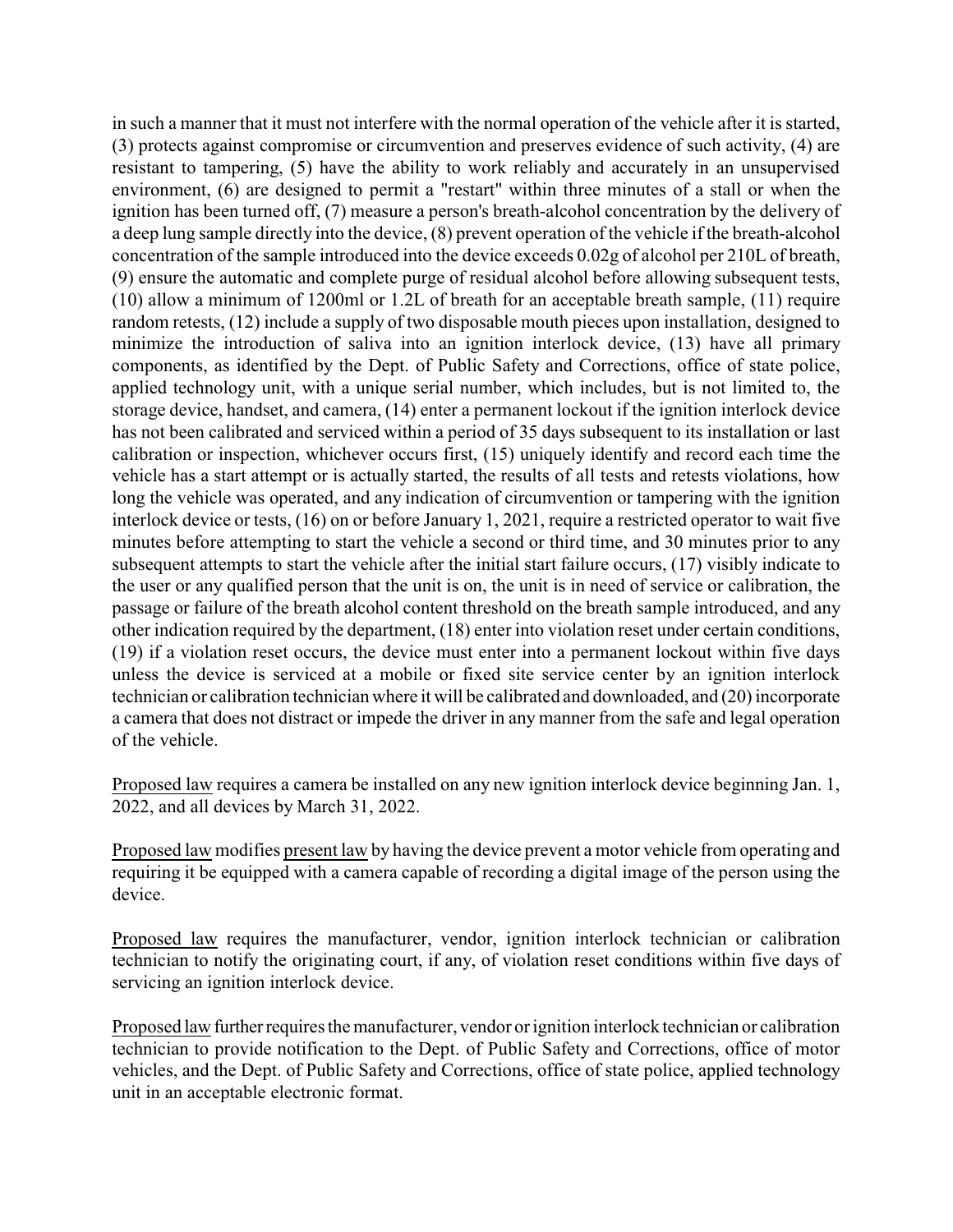in such a manner that it must not interfere with the normal operation of the vehicle after it is started, (3) protects against compromise or circumvention and preserves evidence of such activity, (4) are resistant to tampering, (5) have the ability to work reliably and accurately in an unsupervised environment, (6) are designed to permit a "restart" within three minutes of a stall or when the ignition has been turned off, (7) measure a person's breath-alcohol concentration by the delivery of a deep lung sample directly into the device, (8) prevent operation of the vehicle if the breath-alcohol concentration of the sample introduced into the device exceeds 0.02g of alcohol per 210L of breath, (9) ensure the automatic and complete purge of residual alcohol before allowing subsequent tests, (10) allow a minimum of 1200ml or 1.2L of breath for an acceptable breath sample, (11) require random retests, (12) include a supply of two disposable mouth pieces upon installation, designed to minimize the introduction of saliva into an ignition interlock device, (13) have all primary components, as identified by the Dept. of Public Safety and Corrections, office of state police, applied technology unit, with a unique serial number, which includes, but is not limited to, the storage device, handset, and camera, (14) enter a permanent lockout if the ignition interlock device has not been calibrated and serviced within a period of 35 days subsequent to its installation or last calibration or inspection, whichever occurs first, (15) uniquely identify and record each time the vehicle has a start attempt or is actually started, the results of all tests and retests violations, how long the vehicle was operated, and any indication of circumvention or tampering with the ignition interlock device or tests, (16) on or before January 1, 2021, require a restricted operator to wait five minutes before attempting to start the vehicle a second or third time, and 30 minutes prior to any subsequent attempts to start the vehicle after the initial start failure occurs, (17) visibly indicate to the user or any qualified person that the unit is on, the unit is in need of service or calibration, the passage or failure of the breath alcohol content threshold on the breath sample introduced, and any other indication required by the department, (18) enter into violation reset under certain conditions, (19) if a violation reset occurs, the device must enter into a permanent lockout within five days unless the device is serviced at a mobile or fixed site service center by an ignition interlock technician or calibration technician where it will be calibrated and downloaded, and (20) incorporate a camera that does not distract or impede the driver in any manner from the safe and legal operation of the vehicle.

Proposed law requires a camera be installed on any new ignition interlock device beginning Jan. 1, 2022, and all devices by March 31, 2022.

Proposed law modifies present law by having the device prevent a motor vehicle from operating and requiring it be equipped with a camera capable of recording a digital image of the person using the device.

Proposed law requires the manufacturer, vendor, ignition interlock technician or calibration technician to notify the originating court, if any, of violation reset conditions within five days of servicing an ignition interlock device.

Proposed law further requires the manufacturer, vendor or ignition interlock technician or calibration technician to provide notification to the Dept. of Public Safety and Corrections, office of motor vehicles, and the Dept. of Public Safety and Corrections, office of state police, applied technology unit in an acceptable electronic format.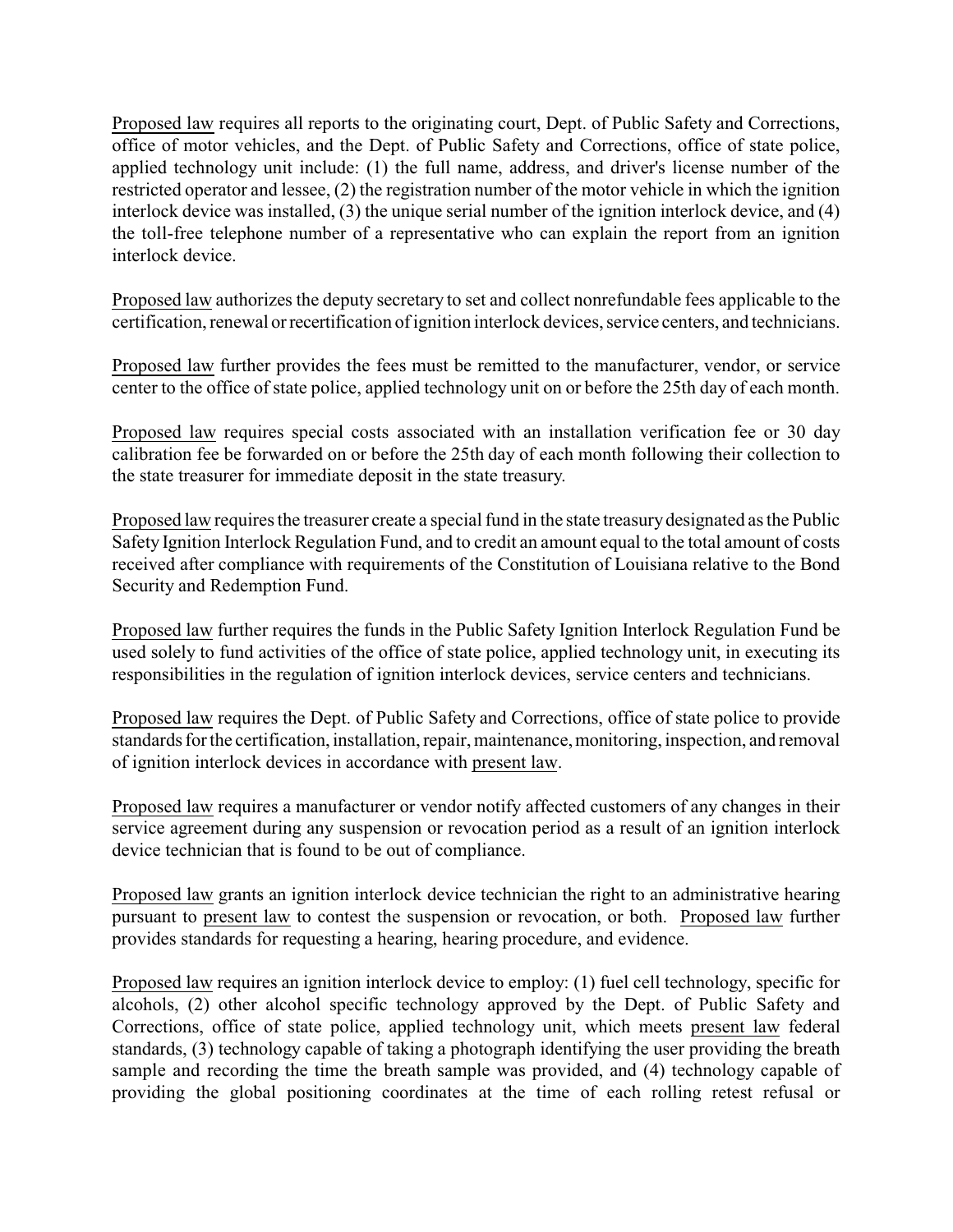Proposed law requires all reports to the originating court, Dept. of Public Safety and Corrections, office of motor vehicles, and the Dept. of Public Safety and Corrections, office of state police, applied technology unit include: (1) the full name, address, and driver's license number of the restricted operator and lessee, (2) the registration number of the motor vehicle in which the ignition interlock device was installed, (3) the unique serial number of the ignition interlock device, and (4) the toll-free telephone number of a representative who can explain the report from an ignition interlock device.

Proposed law authorizes the deputy secretary to set and collect nonrefundable fees applicable to the certification, renewal or recertification of ignition interlock devices, service centers, and technicians.

Proposed law further provides the fees must be remitted to the manufacturer, vendor, or service center to the office of state police, applied technology unit on or before the 25th day of each month.

Proposed law requires special costs associated with an installation verification fee or 30 day calibration fee be forwarded on or before the 25th day of each month following their collection to the state treasurer for immediate deposit in the state treasury.

Proposed law requires the treasurer create a special fund in the state treasury designated as the Public Safety Ignition Interlock Regulation Fund, and to credit an amount equal to the total amount of costs received after compliance with requirements of the Constitution of Louisiana relative to the Bond Security and Redemption Fund.

Proposed law further requires the funds in the Public Safety Ignition Interlock Regulation Fund be used solely to fund activities of the office of state police, applied technology unit, in executing its responsibilities in the regulation of ignition interlock devices, service centers and technicians.

Proposed law requires the Dept. of Public Safety and Corrections, office of state police to provide standards for the certification, installation, repair, maintenance, monitoring, inspection, and removal of ignition interlock devices in accordance with present law.

Proposed law requires a manufacturer or vendor notify affected customers of any changes in their service agreement during any suspension or revocation period as a result of an ignition interlock device technician that is found to be out of compliance.

Proposed law grants an ignition interlock device technician the right to an administrative hearing pursuant to present law to contest the suspension or revocation, or both. Proposed law further provides standards for requesting a hearing, hearing procedure, and evidence.

Proposed law requires an ignition interlock device to employ: (1) fuel cell technology, specific for alcohols, (2) other alcohol specific technology approved by the Dept. of Public Safety and Corrections, office of state police, applied technology unit, which meets present law federal standards, (3) technology capable of taking a photograph identifying the user providing the breath sample and recording the time the breath sample was provided, and (4) technology capable of providing the global positioning coordinates at the time of each rolling retest refusal or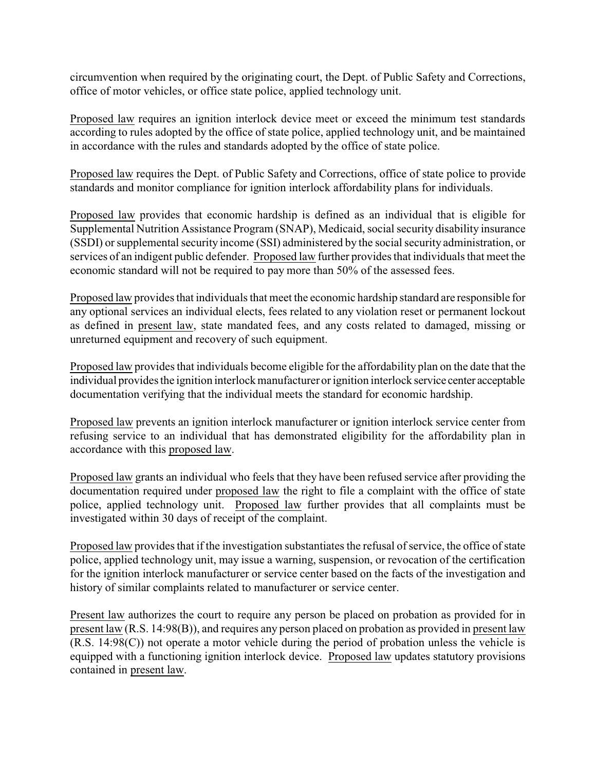circumvention when required by the originating court, the Dept. of Public Safety and Corrections, office of motor vehicles, or office state police, applied technology unit.

Proposed law requires an ignition interlock device meet or exceed the minimum test standards according to rules adopted by the office of state police, applied technology unit, and be maintained in accordance with the rules and standards adopted by the office of state police.

Proposed law requires the Dept. of Public Safety and Corrections, office of state police to provide standards and monitor compliance for ignition interlock affordability plans for individuals.

Proposed law provides that economic hardship is defined as an individual that is eligible for Supplemental Nutrition Assistance Program (SNAP), Medicaid, social security disability insurance (SSDI) or supplemental security income (SSI) administered by the social security administration, or services of an indigent public defender. Proposed law further provides that individuals that meet the economic standard will not be required to pay more than 50% of the assessed fees.

Proposed law provides that individuals that meet the economic hardship standard are responsible for any optional services an individual elects, fees related to any violation reset or permanent lockout as defined in present law, state mandated fees, and any costs related to damaged, missing or unreturned equipment and recovery of such equipment.

Proposed law provides that individuals become eligible for the affordability plan on the date that the individual provides the ignition interlock manufacturer or ignition interlock service center acceptable documentation verifying that the individual meets the standard for economic hardship.

Proposed law prevents an ignition interlock manufacturer or ignition interlock service center from refusing service to an individual that has demonstrated eligibility for the affordability plan in accordance with this proposed law.

Proposed law grants an individual who feels that they have been refused service after providing the documentation required under proposed law the right to file a complaint with the office of state police, applied technology unit. Proposed law further provides that all complaints must be investigated within 30 days of receipt of the complaint.

Proposed law provides that if the investigation substantiates the refusal of service, the office of state police, applied technology unit, may issue a warning, suspension, or revocation of the certification for the ignition interlock manufacturer or service center based on the facts of the investigation and history of similar complaints related to manufacturer or service center.

Present law authorizes the court to require any person be placed on probation as provided for in present law (R.S. 14:98(B)), and requires any person placed on probation as provided in present law (R.S. 14:98(C)) not operate a motor vehicle during the period of probation unless the vehicle is equipped with a functioning ignition interlock device. Proposed law updates statutory provisions contained in present law.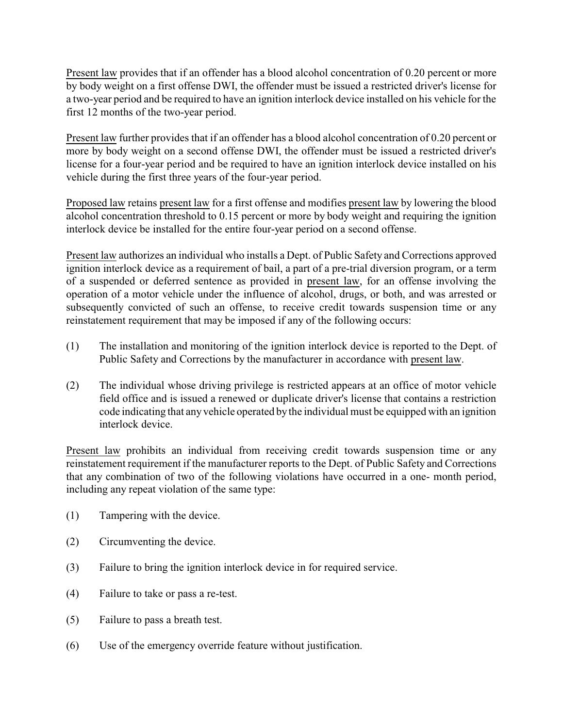Present law provides that if an offender has a blood alcohol concentration of 0.20 percent or more by body weight on a first offense DWI, the offender must be issued a restricted driver's license for a two-year period and be required to have an ignition interlock device installed on his vehicle for the first 12 months of the two-year period.

Present law further provides that if an offender has a blood alcohol concentration of 0.20 percent or more by body weight on a second offense DWI, the offender must be issued a restricted driver's license for a four-year period and be required to have an ignition interlock device installed on his vehicle during the first three years of the four-year period.

Proposed law retains present law for a first offense and modifies present law by lowering the blood alcohol concentration threshold to 0.15 percent or more by body weight and requiring the ignition interlock device be installed for the entire four-year period on a second offense.

Present law authorizes an individual who installs a Dept. of Public Safety and Corrections approved ignition interlock device as a requirement of bail, a part of a pre-trial diversion program, or a term of a suspended or deferred sentence as provided in present law, for an offense involving the operation of a motor vehicle under the influence of alcohol, drugs, or both, and was arrested or subsequently convicted of such an offense, to receive credit towards suspension time or any reinstatement requirement that may be imposed if any of the following occurs:

(1) The installation and monitoring of the ignition interlock device is reported to the Dept. of Public Safety and Corrections by the manufacturer in accordance with present law.

(2) The individual whose driving privilege is restricted appears at an office of motor vehicle field office and is issued a renewed or duplicate driver's license that contains a restriction code indicating that any vehicle operated by the individual must be equipped with an ignition interlock device.

Present law prohibits an individual from receiving credit towards suspension time or any reinstatement requirement if the manufacturer reports to the Dept. of Public Safety and Corrections that any combination of two of the following violations have occurred in a one- month period, including any repeat violation of the same type:

(1) Tampering with the device.

(2) Circumventing the device.

(3) Failure to bring the ignition interlock device in for required service.

(4) Failure to take or pass a re-test.

(5) Failure to pass a breath test.

(6) Use of the emergency override feature without justification.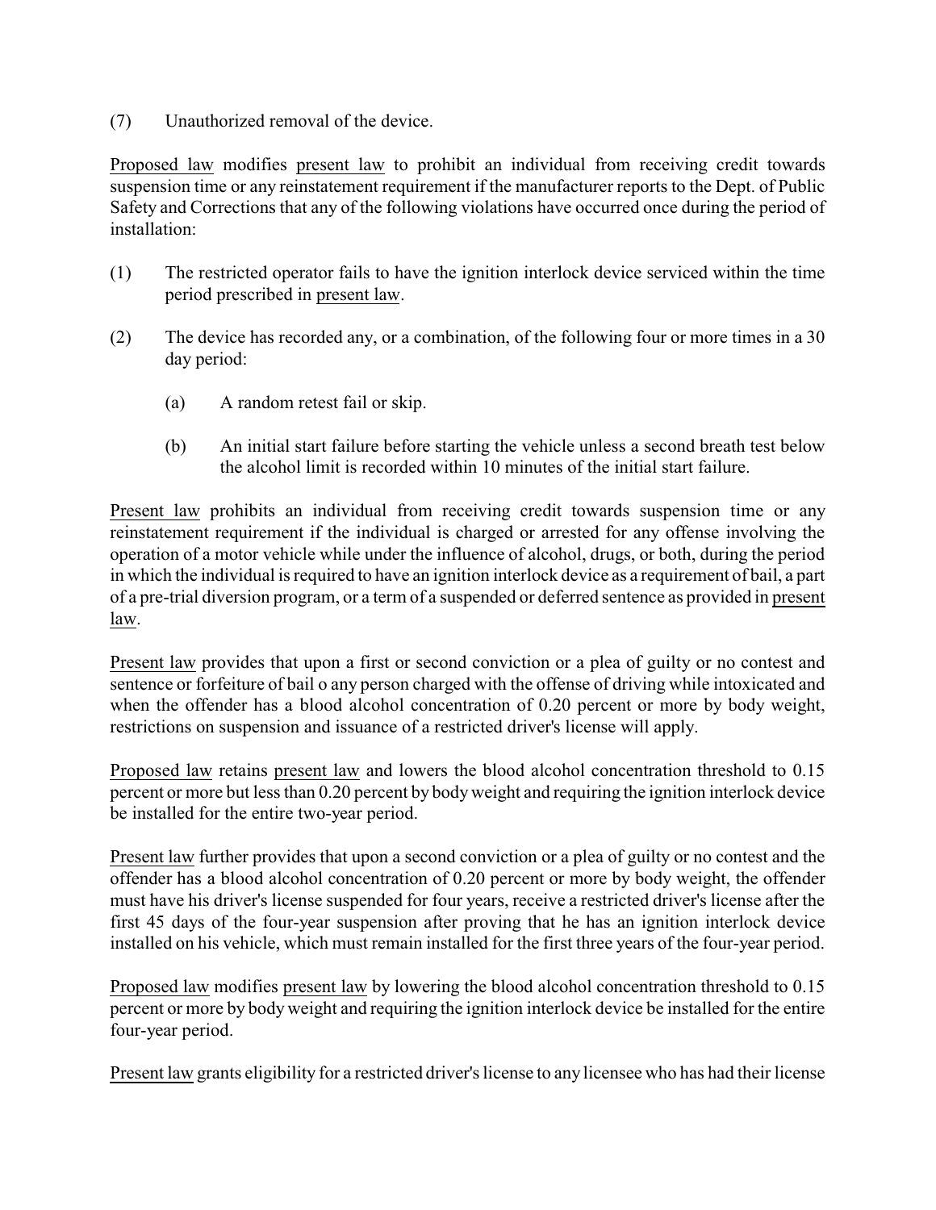(7) Unauthorized removal of the device.

Proposed law modifies present law to prohibit an individual from receiving credit towards suspension time or any reinstatement requirement if the manufacturer reports to the Dept. of Public Safety and Corrections that any of the following violations have occurred once during the period of installation:

(1) The restricted operator fails to have the ignition interlock device serviced within the time period prescribed in present law.

(2) The device has recorded any, or a combination, of the following four or more times in a 30 day period:

- (a) A random retest fail or skip.
- (b) An initial start failure before starting the vehicle unless a second breath test below the alcohol limit is recorded within 10 minutes of the initial start failure.

Present law prohibits an individual from receiving credit towards suspension time or any reinstatement requirement if the individual is charged or arrested for any offense involving the operation of a motor vehicle while under the influence of alcohol, drugs, or both, during the period in which the individual is required to have an ignition interlock device as a requirement of bail, a part of a pre-trial diversion program, or a term of a suspended or deferred sentence as provided in present law.

Present law provides that upon a first or second conviction or a plea of guilty or no contest and sentence or forfeiture of bail o any person charged with the offense of driving while intoxicated and when the offender has a blood alcohol concentration of 0.20 percent or more by body weight, restrictions on suspension and issuance of a restricted driver's license will apply.

Proposed law retains present law and lowers the blood alcohol concentration threshold to 0.15 percent or more but less than 0.20 percent by body weight and requiring the ignition interlock device be installed for the entire two-year period.

Present law further provides that upon a second conviction or a plea of guilty or no contest and the offender has a blood alcohol concentration of 0.20 percent or more by body weight, the offender must have his driver's license suspended for four years, receive a restricted driver's license after the first 45 days of the four-year suspension after proving that he has an ignition interlock device installed on his vehicle, which must remain installed for the first three years of the four-year period.

Proposed law modifies present law by lowering the blood alcohol concentration threshold to 0.15 percent or more by body weight and requiring the ignition interlock device be installed for the entire four-year period.

Present law grants eligibility for a restricted driver's license to any licensee who has had their license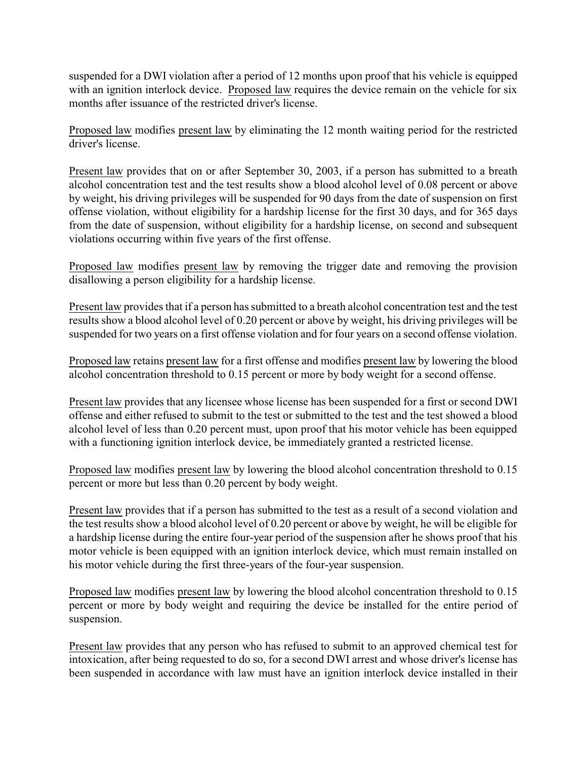suspended for a DWI violation after a period of 12 months upon proof that his vehicle is equipped with an ignition interlock device. Proposed law requires the device remain on the vehicle for six months after issuance of the restricted driver's license.

Proposed law modifies present law by eliminating the 12 month waiting period for the restricted driver's license.

Present law provides that on or after September 30, 2003, if a person has submitted to a breath alcohol concentration test and the test results show a blood alcohol level of 0.08 percent or above by weight, his driving privileges will be suspended for 90 days from the date of suspension on first offense violation, without eligibility for a hardship license for the first 30 days, and for 365 days from the date of suspension, without eligibility for a hardship license, on second and subsequent violations occurring within five years of the first offense.

Proposed law modifies present law by removing the trigger date and removing the provision disallowing a person eligibility for a hardship license.

Present law provides that if a person has submitted to a breath alcohol concentration test and the test results show a blood alcohol level of 0.20 percent or above by weight, his driving privileges will be suspended for two years on a first offense violation and for four years on a second offense violation.

Proposed law retains present law for a first offense and modifies present law by lowering the blood alcohol concentration threshold to 0.15 percent or more by body weight for a second offense.

Present law provides that any licensee whose license has been suspended for a first or second DWI offense and either refused to submit to the test or submitted to the test and the test showed a blood alcohol level of less than 0.20 percent must, upon proof that his motor vehicle has been equipped with a functioning ignition interlock device, be immediately granted a restricted license.

Proposed law modifies present law by lowering the blood alcohol concentration threshold to 0.15 percent or more but less than 0.20 percent by body weight.

Present law provides that if a person has submitted to the test as a result of a second violation and the test results show a blood alcohol level of 0.20 percent or above by weight, he will be eligible for a hardship license during the entire four-year period of the suspension after he shows proof that his motor vehicle is been equipped with an ignition interlock device, which must remain installed on his motor vehicle during the first three-years of the four-year suspension.

Proposed law modifies present law by lowering the blood alcohol concentration threshold to 0.15 percent or more by body weight and requiring the device be installed for the entire period of suspension.

Present law provides that any person who has refused to submit to an approved chemical test for intoxication, after being requested to do so, for a second DWI arrest and whose driver's license has been suspended in accordance with law must have an ignition interlock device installed in their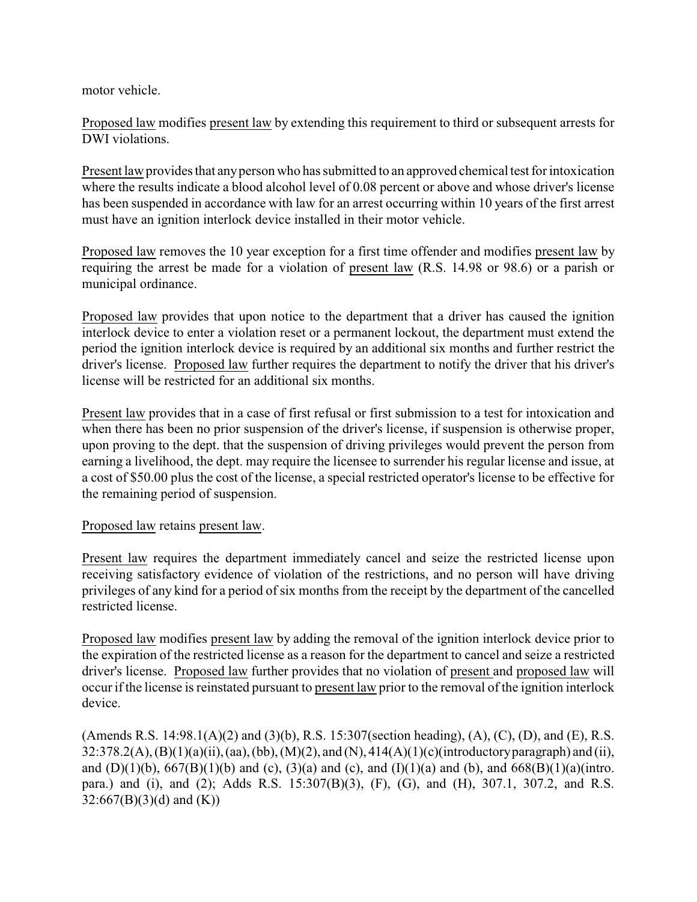motor vehicle.

Proposed law modifies present law by extending this requirement to third or subsequent arrests for DWI violations.

Present law provides that any person who has submitted to an approved chemical test for intoxication where the results indicate a blood alcohol level of 0.08 percent or above and whose driver's license has been suspended in accordance with law for an arrest occurring within 10 years of the first arrest must have an ignition interlock device installed in their motor vehicle.

Proposed law removes the 10 year exception for a first time offender and modifies present law by requiring the arrest be made for a violation of present law (R.S. 14.98 or 98.6) or a parish or municipal ordinance.

Proposed law provides that upon notice to the department that a driver has caused the ignition interlock device to enter a violation reset or a permanent lockout, the department must extend the period the ignition interlock device is required by an additional six months and further restrict the driver's license. Proposed law further requires the department to notify the driver that his driver's license will be restricted for an additional six months.

Present law provides that in a case of first refusal or first submission to a test for intoxication and when there has been no prior suspension of the driver's license, if suspension is otherwise proper, upon proving to the dept. that the suspension of driving privileges would prevent the person from earning a livelihood, the dept. may require the licensee to surrender his regular license and issue, at a cost of $50.00 plus the cost of the license, a special restricted operator's license to be effective for the remaining period of suspension.

Proposed law retains present law.

Present law requires the department immediately cancel and seize the restricted license upon receiving satisfactory evidence of violation of the restrictions, and no person will have driving privileges of any kind for a period of six months from the receipt by the department of the cancelled restricted license.

Proposed law modifies present law by adding the removal of the ignition interlock device prior to the expiration of the restricted license as a reason for the department to cancel and seize a restricted driver's license. Proposed law further provides that no violation of present and proposed law will occur if the license is reinstated pursuant to present law prior to the removal of the ignition interlock device.

(Amends R.S. 14:98.1(A)(2) and (3)(b), R.S. 15:307(section heading), (A), (C), (D), and (E), R.S. 32:378.2(A), (B)(1)(a)(ii), (aa), (bb), (M)(2), and (N), 414(A)(1)(c)(introductory paragraph) and (ii), and (D)(1)(b), 667(B)(1)(b) and (c), (3)(a) and (c), and (I)(1)(a) and (b), and 668(B)(1)(a)(intro. para.) and (i), and (2); Adds R.S. 15:307(B)(3), (F), (G), and (H), 307.1, 307.2, and R.S. 32:667(B)(3)(d) and (K))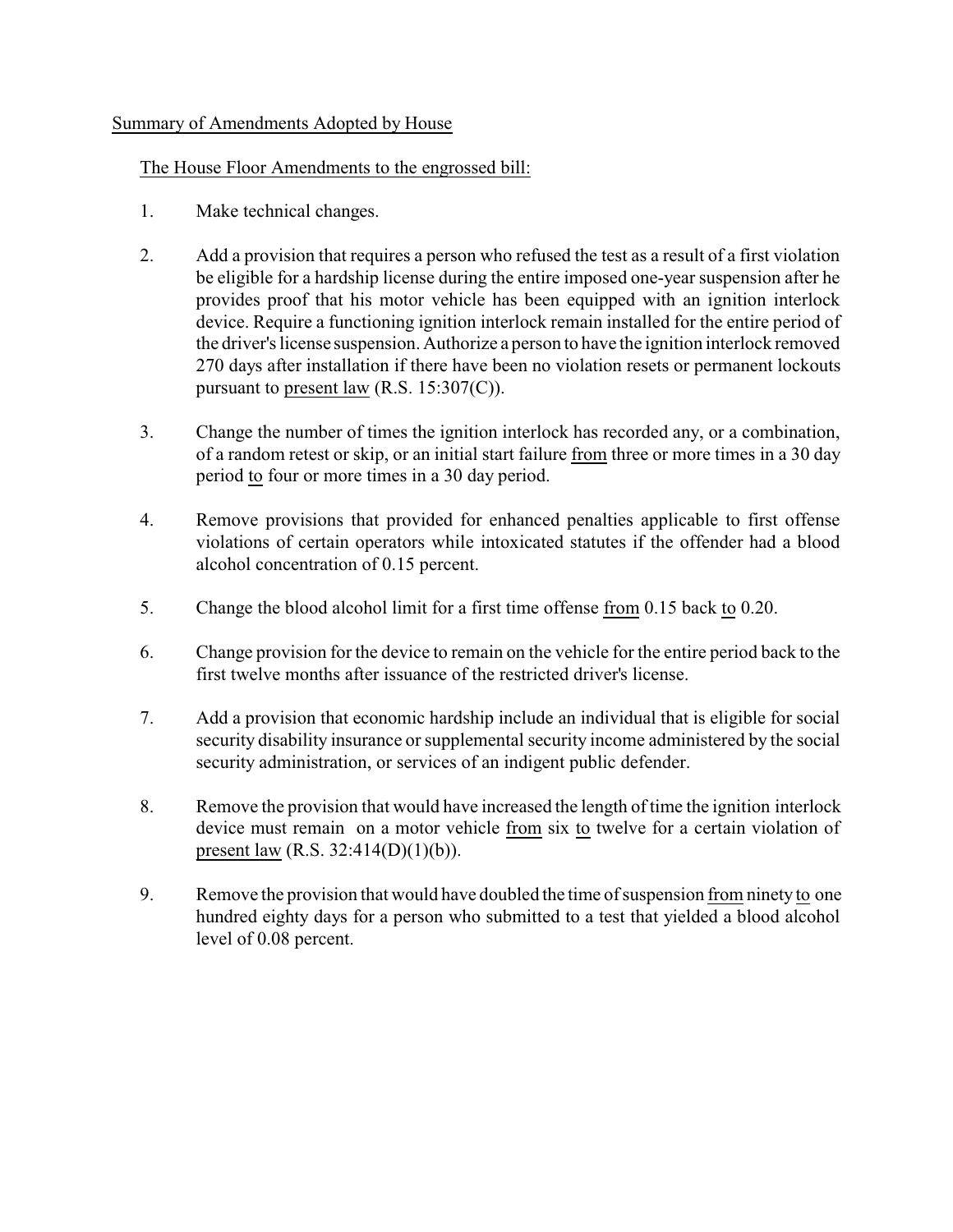Summary of Amendments Adopted by House

The House Floor Amendments to the engrossed bill:

1. Make technical changes.

2. Add a provision that requires a person who refused the test as a result of a first violation be eligible for a hardship license during the entire imposed one-year suspension after he provides proof that his motor vehicle has been equipped with an ignition interlock device. Require a functioning ignition interlock remain installed for the entire period of the driver's license suspension. Authorize a person to have the ignition interlock removed 270 days after installation if there have been no violation resets or permanent lockouts pursuant to present law (R.S. 15:307(C)).

3. Change the number of times the ignition interlock has recorded any, or a combination, of a random retest or skip, or an initial start failure from three or more times in a 30 day period to four or more times in a 30 day period.

4. Remove provisions that provided for enhanced penalties applicable to first offense violations of certain operators while intoxicated statutes if the offender had a blood alcohol concentration of 0.15 percent.

5. Change the blood alcohol limit for a first time offense from 0.15 back to 0.20.

6. Change provision for the device to remain on the vehicle for the entire period back to the first twelve months after issuance of the restricted driver's license.

7. Add a provision that economic hardship include an individual that is eligible for social security disability insurance or supplemental security income administered by the social security administration, or services of an indigent public defender.

8. Remove the provision that would have increased the length of time the ignition interlock device must remain on a motor vehicle from six to twelve for a certain violation of present law (R.S. 32:414(D)(1)(b)).

9. Remove the provision that would have doubled the time of suspension from ninety to one hundred eighty days for a person who submitted to a test that yielded a blood alcohol level of 0.08 percent.